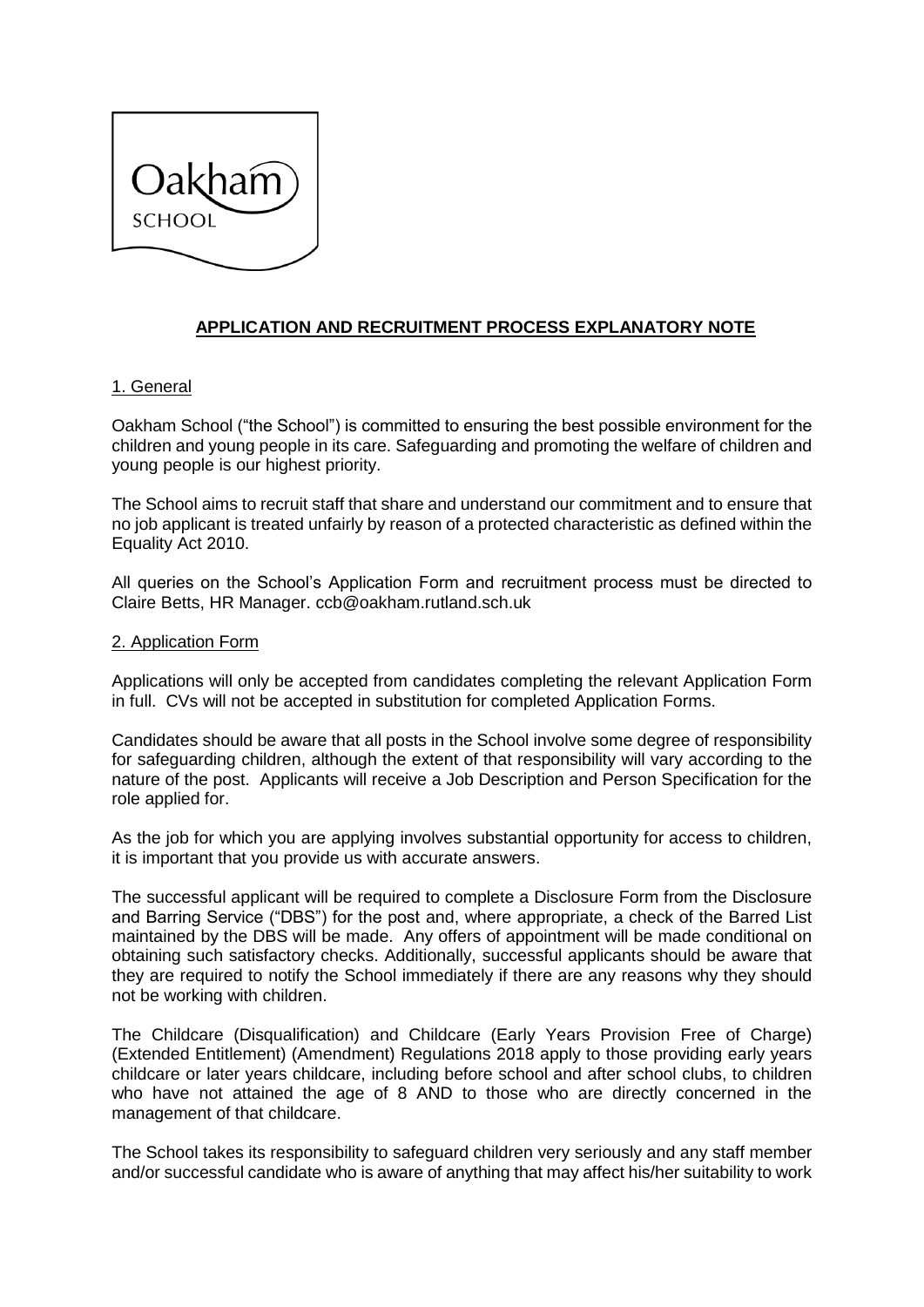Oakham SCHOOL

## APPLICATION AND RECRUITMENT PROCESS EXPLANATORY NOTE

### 1. General

Oakham School ("the School") is committed to ensuring the best possible environment for the children and young people in its care. Safeguarding and promoting the welfare of children and young people is our highest priority.

The School aims to recruit staff that share and understand our commitment and to ensure that no job applicant is treated unfairly by reason of a protected characteristic as defined within the Equality Act 2010.

All queries on the School's Application Form and recruitment process must be directed to Claire Betts, HR Manager. ccb@oakham.rutland.sch.uk

### 2. Application Form

Applications will only be accepted from candidates completing the relevant Application Form in full. CVs will not be accepted in substitution for completed Application Forms.

Candidates should be aware that all posts in the School involve some degree of responsibility for safeguarding children, although the extent of that responsibility will vary according to the nature of the post. Applicants will receive a Job Description and Person Specification for the role applied for.

As the job for which you are applying involves substantial opportunity for access to children, it is important that you provide us with accurate answers.

The successful applicant will be required to complete a Disclosure Form from the Disclosure and Barring Service ("DBS") for the post and, where appropriate, a check of the Barred List maintained by the DBS will be made. Any offers of appointment will be made conditional on obtaining such satisfactory checks. Additionally, successful applicants should be aware that they are required to notify the School immediately if there are any reasons why they should not be working with children.

The Childcare (Disqualification) and Childcare (Early Years Provision Free of Charge) (Extended Entitlement) (Amendment) Regulations 2018 apply to those providing early years childcare or later years childcare, including before school and after school clubs, to children who have not attained the age of 8 AND to those who are directly concerned in the management of that childcare.

The School takes its responsibility to safeguard children very seriously and any staff member and/or successful candidate who is aware of anything that may affect his/her suitability to work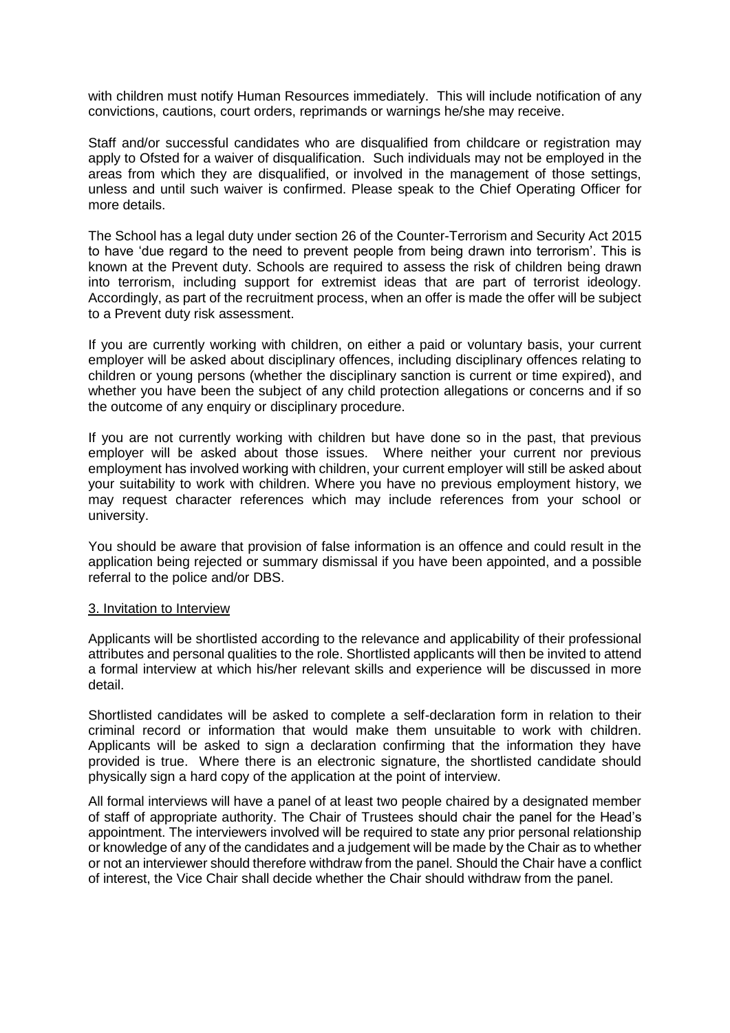with children must notify Human Resources immediately. This will include notification of any convictions, cautions, court orders, reprimands or warnings he/she may receive.

Staff and/or successful candidates who are disqualified from childcare or registration may apply to Ofsted for a waiver of disqualification. Such individuals may not be employed in the areas from which they are disqualified, or involved in the management of those settings, unless and until such waiver is confirmed. Please speak to the Chief Operating Officer for more details.

The School has a legal duty under section 26 of the Counter-Terrorism and Security Act 2015 to have 'due regard to the need to prevent people from being drawn into terrorism'. This is known at the Prevent duty. Schools are required to assess the risk of children being drawn into terrorism, including support for extremist ideas that are part of terrorist ideology. Accordingly, as part of the recruitment process, when an offer is made the offer will be subject to a Prevent duty risk assessment.

If you are currently working with children, on either a paid or voluntary basis, your current employer will be asked about disciplinary offences, including disciplinary offences relating to children or young persons (whether the disciplinary sanction is current or time expired), and whether you have been the subject of any child protection allegations or concerns and if so the outcome of any enquiry or disciplinary procedure.

If you are not currently working with children but have done so in the past, that previous employer will be asked about those issues. Where neither your current nor previous employment has involved working with children, your current employer will still be asked about your suitability to work with children. Where you have no previous employment history, we may request character references which may include references from your school or university.

You should be aware that provision of false information is an offence and could result in the application being rejected or summary dismissal if you have been appointed, and a possible referral to the police and/or DBS.

## 3. Invitation to Interview

Applicants will be shortlisted according to the relevance and applicability of their professional attributes and personal qualities to the role. Shortlisted applicants will then be invited to attend a formal interview at which his/her relevant skills and experience will be discussed in more detail.

Shortlisted candidates will be asked to complete a self-declaration form in relation to their criminal record or information that would make them unsuitable to work with children. Applicants will be asked to sign a declaration confirming that the information they have provided is true. Where there is an electronic signature, the shortlisted candidate should physically sign a hard copy of the application at the point of interview.

All formal interviews will have a panel of at least two people chaired by a designated member of staff of appropriate authority. The Chair of Trustees should chair the panel for the Head's appointment. The interviewers involved will be required to state any prior personal relationship or knowledge of any of the candidates and a judgement will be made by the Chair as to whether or not an interviewer should therefore withdraw from the panel. Should the Chair have a conflict of interest, the Vice Chair shall decide whether the Chair should withdraw from the panel.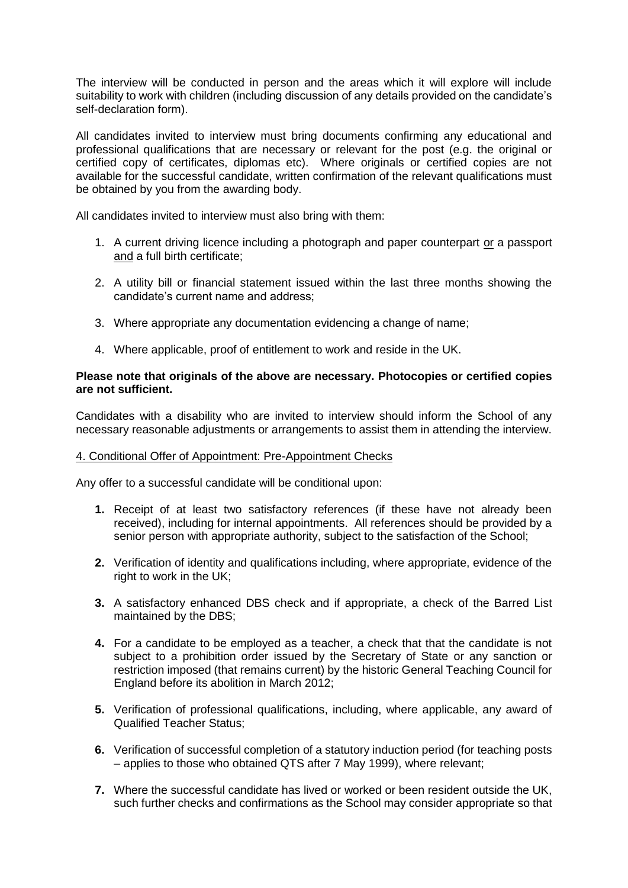The interview will be conducted in person and the areas which it will explore will include suitability to work with children (including discussion of any details provided on the candidate's self-declaration form).

All candidates invited to interview must bring documents confirming any educational and professional qualifications that are necessary or relevant for the post (e.g. the original or certified copy of certificates, diplomas etc). Where originals or certified copies are not available for the successful candidate, written confirmation of the relevant qualifications must be obtained by you from the awarding body.

All candidates invited to interview must also bring with them:

1. A current driving licence including a photograph and paper counterpart <u>or</u> a passport <u>and</u> a full birth certificate;
2. A utility bill or financial statement issued within the last three months showing the candidate's current name and address;
3. Where appropriate any documentation evidencing a change of name;
4. Where applicable, proof of entitlement to work and reside in the UK.

**Please note that originals of the above are necessary. Photocopies or certified copies are not sufficient.**

Candidates with a disability who are invited to interview should inform the School of any necessary reasonable adjustments or arrangements to assist them in attending the interview.

<u>4. Conditional Offer of Appointment: Pre-Appointment Checks</u>

Any offer to a successful candidate will be conditional upon:

1. Receipt of at least two satisfactory references (if these have not already been received), including for internal appointments. All references should be provided by a senior person with appropriate authority, subject to the satisfaction of the School;
2. Verification of identity and qualifications including, where appropriate, evidence of the right to work in the UK;
3. A satisfactory enhanced DBS check and if appropriate, a check of the Barred List maintained by the DBS;
4. For a candidate to be employed as a teacher, a check that that the candidate is not subject to a prohibition order issued by the Secretary of State or any sanction or restriction imposed (that remains current) by the historic General Teaching Council for England before its abolition in March 2012;
5. Verification of professional qualifications, including, where applicable, any award of Qualified Teacher Status;
6. Verification of successful completion of a statutory induction period (for teaching posts – applies to those who obtained QTS after 7 May 1999), where relevant;
7. Where the successful candidate has lived or worked or been resident outside the UK, such further checks and confirmations as the School may consider appropriate so that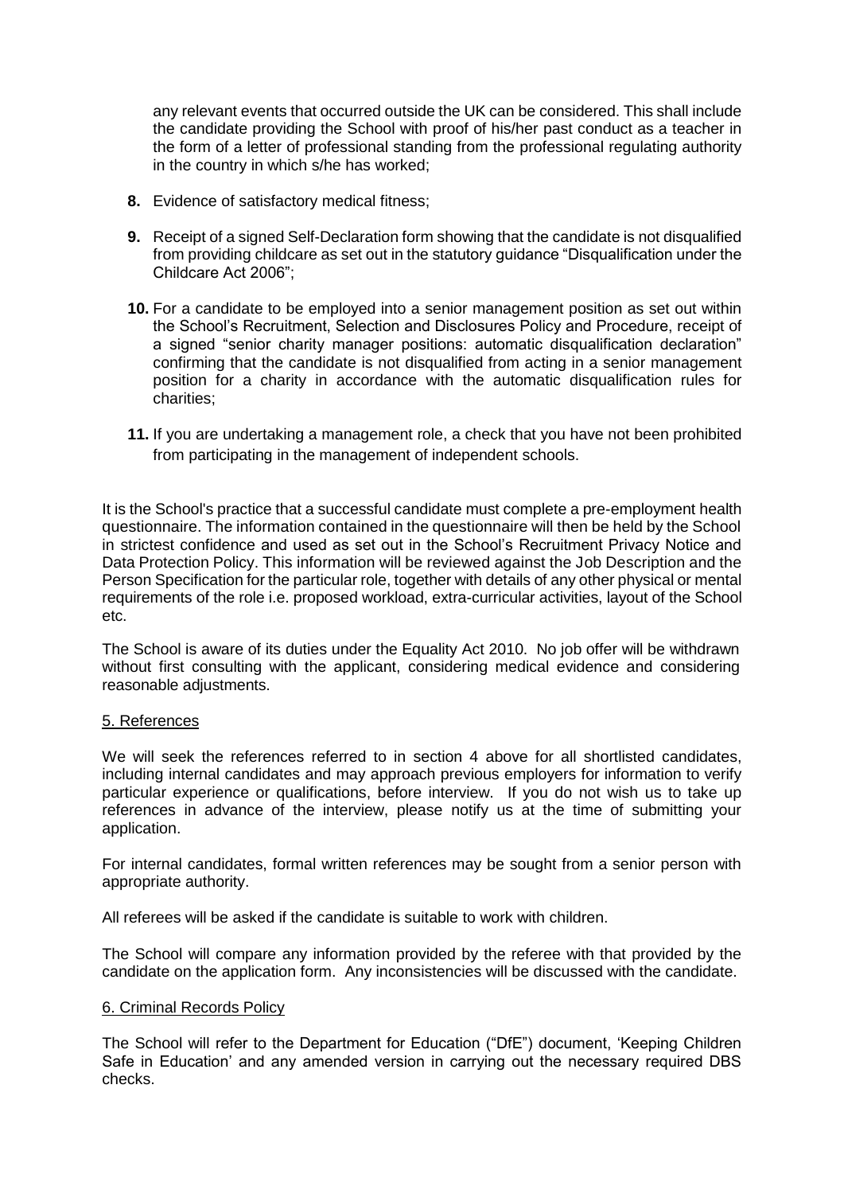any relevant events that occurred outside the UK can be considered. This shall include the candidate providing the School with proof of his/her past conduct as a teacher in the form of a letter of professional standing from the professional regulating authority in the country in which s/he has worked;

8. Evidence of satisfactory medical fitness;

9. Receipt of a signed Self-Declaration form showing that the candidate is not disqualified from providing childcare as set out in the statutory guidance "Disqualification under the Childcare Act 2006";

10. For a candidate to be employed into a senior management position as set out within the School's Recruitment, Selection and Disclosures Policy and Procedure, receipt of a signed "senior charity manager positions: automatic disqualification declaration" confirming that the candidate is not disqualified from acting in a senior management position for a charity in accordance with the automatic disqualification rules for charities;

11. If you are undertaking a management role, a check that you have not been prohibited from participating in the management of independent schools.

It is the School's practice that a successful candidate must complete a pre-employment health questionnaire. The information contained in the questionnaire will then be held by the School in strictest confidence and used as set out in the School's Recruitment Privacy Notice and Data Protection Policy. This information will be reviewed against the Job Description and the Person Specification for the particular role, together with details of any other physical or mental requirements of the role i.e. proposed workload, extra-curricular activities, layout of the School etc.

The School is aware of its duties under the Equality Act 2010. No job offer will be withdrawn without first consulting with the applicant, considering medical evidence and considering reasonable adjustments.

## 5. References

We will seek the references referred to in section 4 above for all shortlisted candidates, including internal candidates and may approach previous employers for information to verify particular experience or qualifications, before interview. If you do not wish us to take up references in advance of the interview, please notify us at the time of submitting your application.

For internal candidates, formal written references may be sought from a senior person with appropriate authority.

All referees will be asked if the candidate is suitable to work with children.

The School will compare any information provided by the referee with that provided by the candidate on the application form. Any inconsistencies will be discussed with the candidate.

## 6. Criminal Records Policy

The School will refer to the Department for Education ("DfE") document, 'Keeping Children Safe in Education' and any amended version in carrying out the necessary required DBS checks.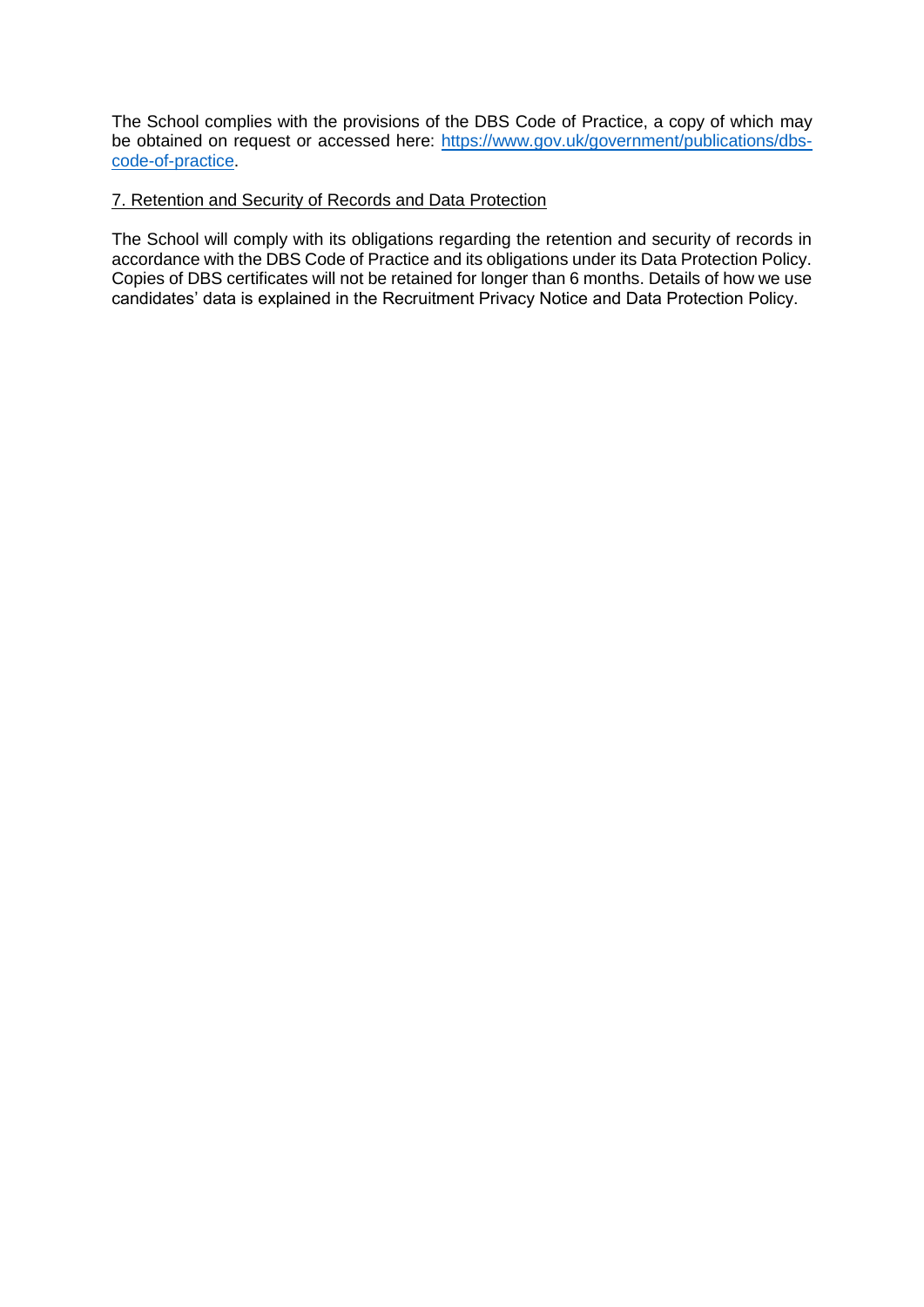The School complies with the provisions of the DBS Code of Practice, a copy of which may be obtained on request or accessed here: [https://www.gov.uk/government/publications/dbs-code-of-practice](https://www.gov.uk/government/publications/dbs-code-of-practice).

## 7. Retention and Security of Records and Data Protection

The School will comply with its obligations regarding the retention and security of records in accordance with the DBS Code of Practice and its obligations under its Data Protection Policy. Copies of DBS certificates will not be retained for longer than 6 months. Details of how we use candidates' data is explained in the Recruitment Privacy Notice and Data Protection Policy.